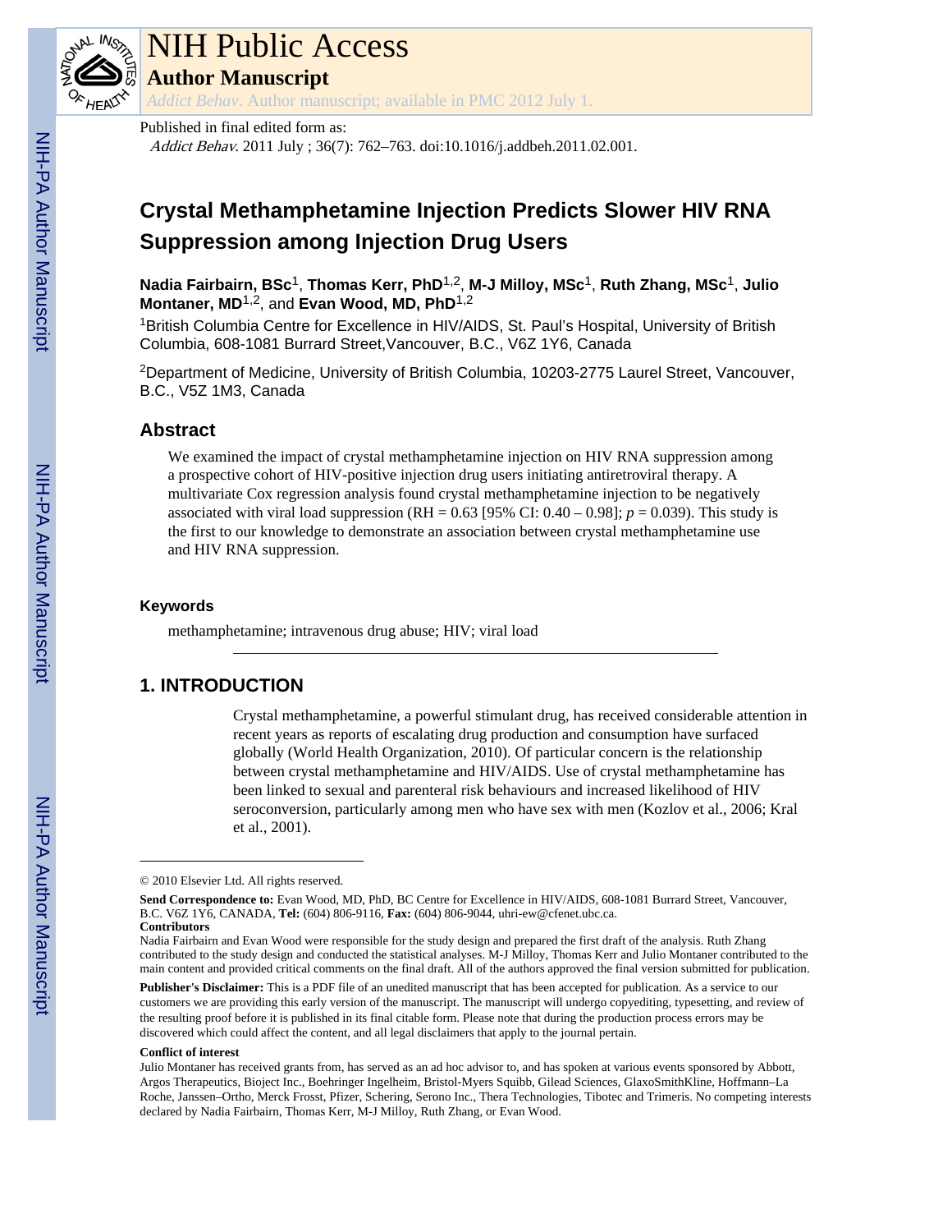# NIH Public Access

## Author Manuscript

*Addict Behav*. Author manuscript; available in PMC 2012 July 1.

Published in final edited form as:

*Addict Behav*. 2011 July ; 36(7): 762–763. doi:10.1016/j.addbeh.2011.02.001.

# Crystal Methamphetamine Injection Predicts Slower HIV RNA Suppression among Injection Drug Users

**Nadia Fairbairn, BSc**[1], **Thomas Kerr, PhD**[1,2], **M-J Milloy, MSc**[1], **Ruth Zhang, MSc**[1], **Julio Montaner, MD**[1,2], and **Evan Wood, MD, PhD**[1,2]

[1]British Columbia Centre for Excellence in HIV/AIDS, St. Paul's Hospital, University of British Columbia, 608-1081 Burrard Street,Vancouver, B.C., V6Z 1Y6, Canada

[2]Department of Medicine, University of British Columbia, 10203-2775 Laurel Street, Vancouver, B.C., V5Z 1M3, Canada

## Abstract

We examined the impact of crystal methamphetamine injection on HIV RNA suppression among a prospective cohort of HIV-positive injection drug users initiating antiretroviral therapy. A multivariate Cox regression analysis found crystal methamphetamine injection to be negatively associated with viral load suppression (RH = 0.63 [95% CI: 0.40 – 0.98]; $p = 0.039$). This study is the first to our knowledge to demonstrate an association between crystal methamphetamine use and HIV RNA suppression.

### Keywords

methamphetamine; intravenous drug abuse; HIV; viral load

## 1. INTRODUCTION

Crystal methamphetamine, a powerful stimulant drug, has received considerable attention in recent years as reports of escalating drug production and consumption have surfaced globally (World Health Organization, 2010). Of particular concern is the relationship between crystal methamphetamine and HIV/AIDS. Use of crystal methamphetamine has been linked to sexual and parenteral risk behaviours and increased likelihood of HIV seroconversion, particularly among men who have sex with men (Kozlov et al., 2006; Kral et al., 2001).

---

© 2010 Elsevier Ltd. All rights reserved.

**Send Correspondence to:** Evan Wood, MD, PhD, BC Centre for Excellence in HIV/AIDS, 608-1081 Burrard Street, Vancouver, B.C. V6Z 1Y6, CANADA, **Tel:** (604) 806-9116, **Fax:** (604) 806-9044, uhri-ew@cfenet.ubc.ca.

**Contributors**

Nadia Fairbairn and Evan Wood were responsible for the study design and prepared the first draft of the analysis. Ruth Zhang contributed to the study design and conducted the statistical analyses. M-J Milloy, Thomas Kerr and Julio Montaner contributed to the main content and provided critical comments on the final draft. All of the authors approved the final version submitted for publication.

**Publisher's Disclaimer:** This is a PDF file of an unedited manuscript that has been accepted for publication. As a service to our customers we are providing this early version of the manuscript. The manuscript will undergo copyediting, typesetting, and review of the resulting proof before it is published in its final citable form. Please note that during the production process errors may be discovered which could affect the content, and all legal disclaimers that apply to the journal pertain.

**Conflict of interest**

Julio Montaner has received grants from, has served as an ad hoc advisor to, and has spoken at various events sponsored by Abbott, Argos Therapeutics, Bioject Inc., Boehringer Ingelheim, Bristol-Myers Squibb, Gilead Sciences, GlaxoSmithKline, Hoffmann–La Roche, Janssen–Ortho, Merck Frosst, Pfizer, Schering, Serono Inc., Thera Technologies, Tibotec and Trimeris. No competing interests declared by Nadia Fairbairn, Thomas Kerr, M-J Milloy, Ruth Zhang, or Evan Wood.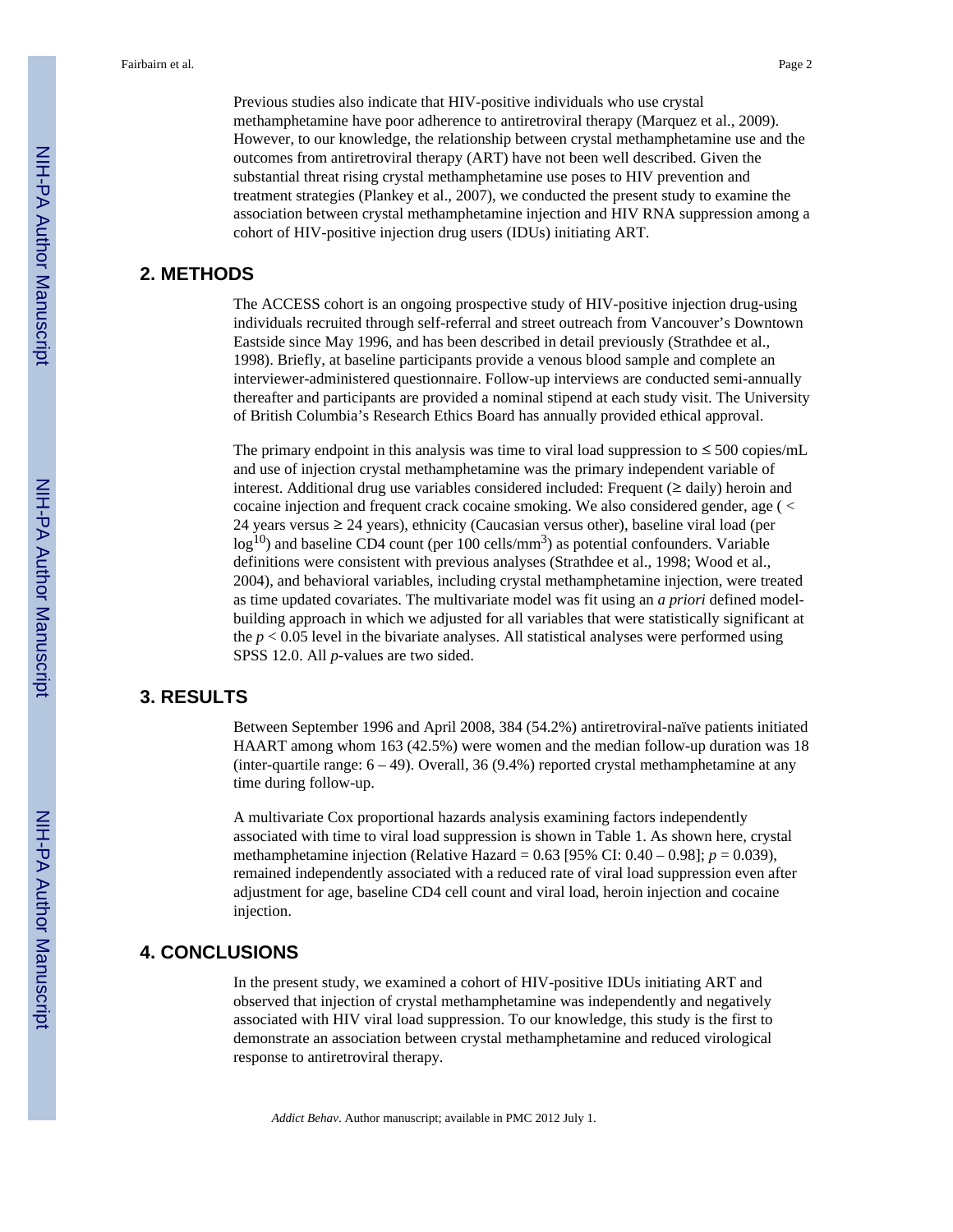Previous studies also indicate that HIV-positive individuals who use crystal methamphetamine have poor adherence to antiretroviral therapy (Marquez et al., 2009). However, to our knowledge, the relationship between crystal methamphetamine use and the outcomes from antiretroviral therapy (ART) have not been well described. Given the substantial threat rising crystal methamphetamine use poses to HIV prevention and treatment strategies (Plankey et al., 2007), we conducted the present study to examine the association between crystal methamphetamine injection and HIV RNA suppression among a cohort of HIV-positive injection drug users (IDUs) initiating ART.

## 2. METHODS

The ACCESS cohort is an ongoing prospective study of HIV-positive injection drug-using individuals recruited through self-referral and street outreach from Vancouver's Downtown Eastside since May 1996, and has been described in detail previously (Strathdee et al., 1998). Briefly, at baseline participants provide a venous blood sample and complete an interviewer-administered questionnaire. Follow-up interviews are conducted semi-annually thereafter and participants are provided a nominal stipend at each study visit. The University of British Columbia's Research Ethics Board has annually provided ethical approval.

The primary endpoint in this analysis was time to viral load suppression to ≤ 500 copies/mL and use of injection crystal methamphetamine was the primary independent variable of interest. Additional drug use variables considered included: Frequent (≥ daily) heroin and cocaine injection and frequent crack cocaine smoking. We also considered gender, age ( < 24 years versus ≥ 24 years), ethnicity (Caucasian versus other), baseline viral load (per $\log^{10}$) and baseline CD4 count (per 100 cells/$mm^3$) as potential confounders. Variable definitions were consistent with previous analyses (Strathdee et al., 1998; Wood et al., 2004), and behavioral variables, including crystal methamphetamine injection, were treated as time updated covariates. The multivariate model was fit using an *a priori* defined model-building approach in which we adjusted for all variables that were statistically significant at the $p < 0.05$ level in the bivariate analyses. All statistical analyses were performed using SPSS 12.0. All $p$-values are two sided.

## 3. RESULTS

Between September 1996 and April 2008, 384 (54.2%) antiretroviral-naïve patients initiated HAART among whom 163 (42.5%) were women and the median follow-up duration was 18 (inter-quartile range: 6 – 49). Overall, 36 (9.4%) reported crystal methamphetamine at any time during follow-up.

A multivariate Cox proportional hazards analysis examining factors independently associated with time to viral load suppression is shown in Table 1. As shown here, crystal methamphetamine injection (Relative Hazard = 0.63 [95% CI: 0.40 – 0.98]; $p = 0.039$), remained independently associated with a reduced rate of viral load suppression even after adjustment for age, baseline CD4 cell count and viral load, heroin injection and cocaine injection.

## 4. CONCLUSIONS

In the present study, we examined a cohort of HIV-positive IDUs initiating ART and observed that injection of crystal methamphetamine was independently and negatively associated with HIV viral load suppression. To our knowledge, this study is the first to demonstrate an association between crystal methamphetamine and reduced virological response to antiretroviral therapy.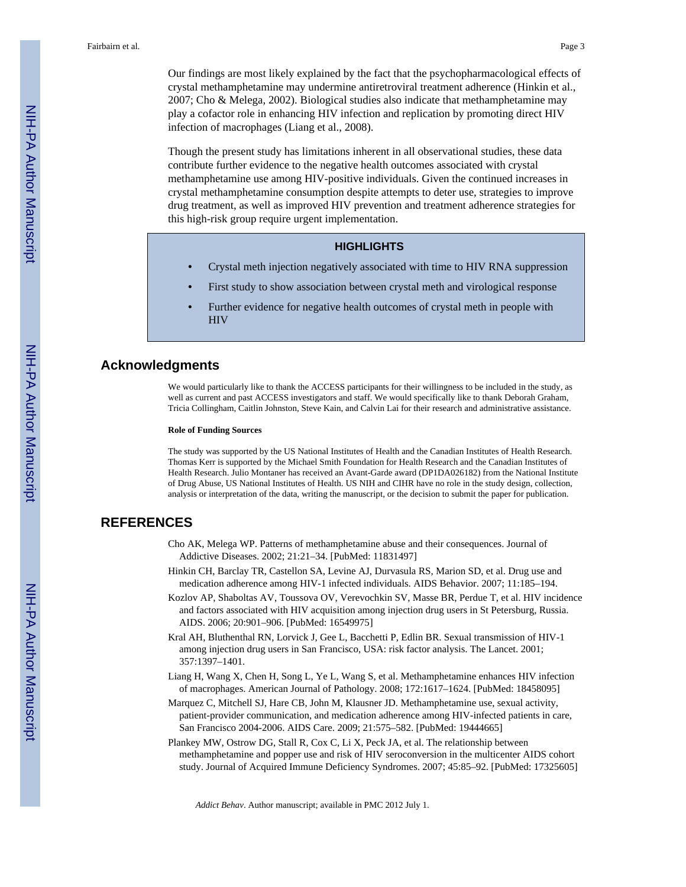Our findings are most likely explained by the fact that the psychopharmacological effects of crystal methamphetamine may undermine antiretroviral treatment adherence (Hinkin et al., 2007; Cho & Melega, 2002). Biological studies also indicate that methamphetamine may play a cofactor role in enhancing HIV infection and replication by promoting direct HIV infection of macrophages (Liang et al., 2008).

Though the present study has limitations inherent in all observational studies, these data contribute further evidence to the negative health outcomes associated with crystal methamphetamine use among HIV-positive individuals. Given the continued increases in crystal methamphetamine consumption despite attempts to deter use, strategies to improve drug treatment, as well as improved HIV prevention and treatment adherence strategies for this high-risk group require urgent implementation.

### HIGHLIGHTS

- Crystal meth injection negatively associated with time to HIV RNA suppression
- First study to show association between crystal meth and virological response
- Further evidence for negative health outcomes of crystal meth in people with HIV

## Acknowledgments

We would particularly like to thank the ACCESS participants for their willingness to be included in the study, as well as current and past ACCESS investigators and staff. We would specifically like to thank Deborah Graham, Tricia Collingham, Caitlin Johnston, Steve Kain, and Calvin Lai for their research and administrative assistance.

**Role of Funding Sources**

The study was supported by the US National Institutes of Health and the Canadian Institutes of Health Research. Thomas Kerr is supported by the Michael Smith Foundation for Health Research and the Canadian Institutes of Health Research. Julio Montaner has received an Avant-Garde award (DP1DA026182) from the National Institute of Drug Abuse, US National Institutes of Health. US NIH and CIHR have no role in the study design, collection, analysis or interpretation of the data, writing the manuscript, or the decision to submit the paper for publication.

## REFERENCES

Cho AK, Melega WP. Patterns of methamphetamine abuse and their consequences. Journal of Addictive Diseases. 2002; 21:21–34. [PubMed: 11831497]

Hinkin CH, Barclay TR, Castellon SA, Levine AJ, Durvasula RS, Marion SD, et al. Drug use and medication adherence among HIV-1 infected individuals. AIDS Behavior. 2007; 11:185–194.

Kozlov AP, Shaboltas AV, Toussova OV, Verevochkin SV, Masse BR, Perdue T, et al. HIV incidence and factors associated with HIV acquisition among injection drug users in St Petersburg, Russia. AIDS. 2006; 20:901–906. [PubMed: 16549975]

Kral AH, Bluthenthal RN, Lorvick J, Gee L, Bacchetti P, Edlin BR. Sexual transmission of HIV-1 among injection drug users in San Francisco, USA: risk factor analysis. The Lancet. 2001; 357:1397–1401.

Liang H, Wang X, Chen H, Song L, Ye L, Wang S, et al. Methamphetamine enhances HIV infection of macrophages. American Journal of Pathology. 2008; 172:1617–1624. [PubMed: 18458095]

Marquez C, Mitchell SJ, Hare CB, John M, Klausner JD. Methamphetamine use, sexual activity, patient-provider communication, and medication adherence among HIV-infected patients in care, San Francisco 2004-2006. AIDS Care. 2009; 21:575–582. [PubMed: 19444665]

Plankey MW, Ostrow DG, Stall R, Cox C, Li X, Peck JA, et al. The relationship between methamphetamine and popper use and risk of HIV seroconversion in the multicenter AIDS cohort study. Journal of Acquired Immune Deficiency Syndromes. 2007; 45:85–92. [PubMed: 17325605]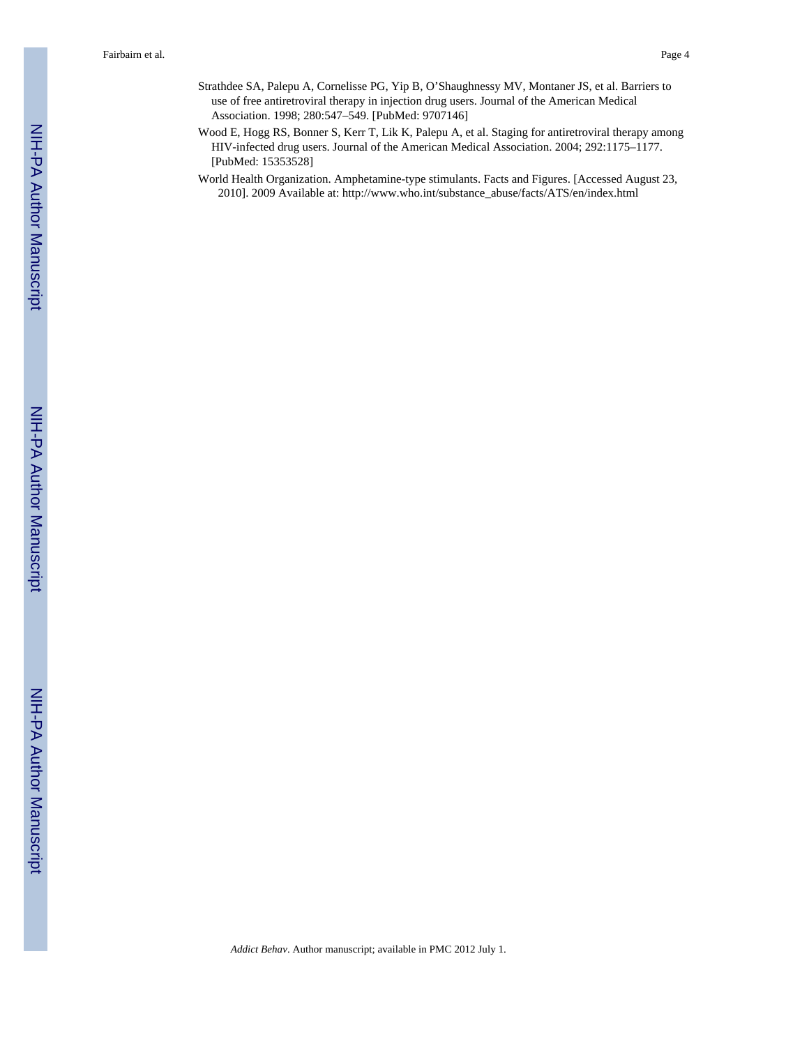Strathdee SA, Palepu A, Cornelisse PG, Yip B, O'Shaughnessy MV, Montaner JS, et al. Barriers to use of free antiretroviral therapy in injection drug users. Journal of the American Medical Association. 1998; 280:547–549. [PubMed: 9707146]

Wood E, Hogg RS, Bonner S, Kerr T, Lik K, Palepu A, et al. Staging for antiretroviral therapy among HIV-infected drug users. Journal of the American Medical Association. 2004; 292:1175–1177. [PubMed: 15353528]

World Health Organization. Amphetamine-type stimulants. Facts and Figures. [Accessed August 23, 2010]. 2009 Available at: http://www.who.int/substance_abuse/facts/ATS/en/index.html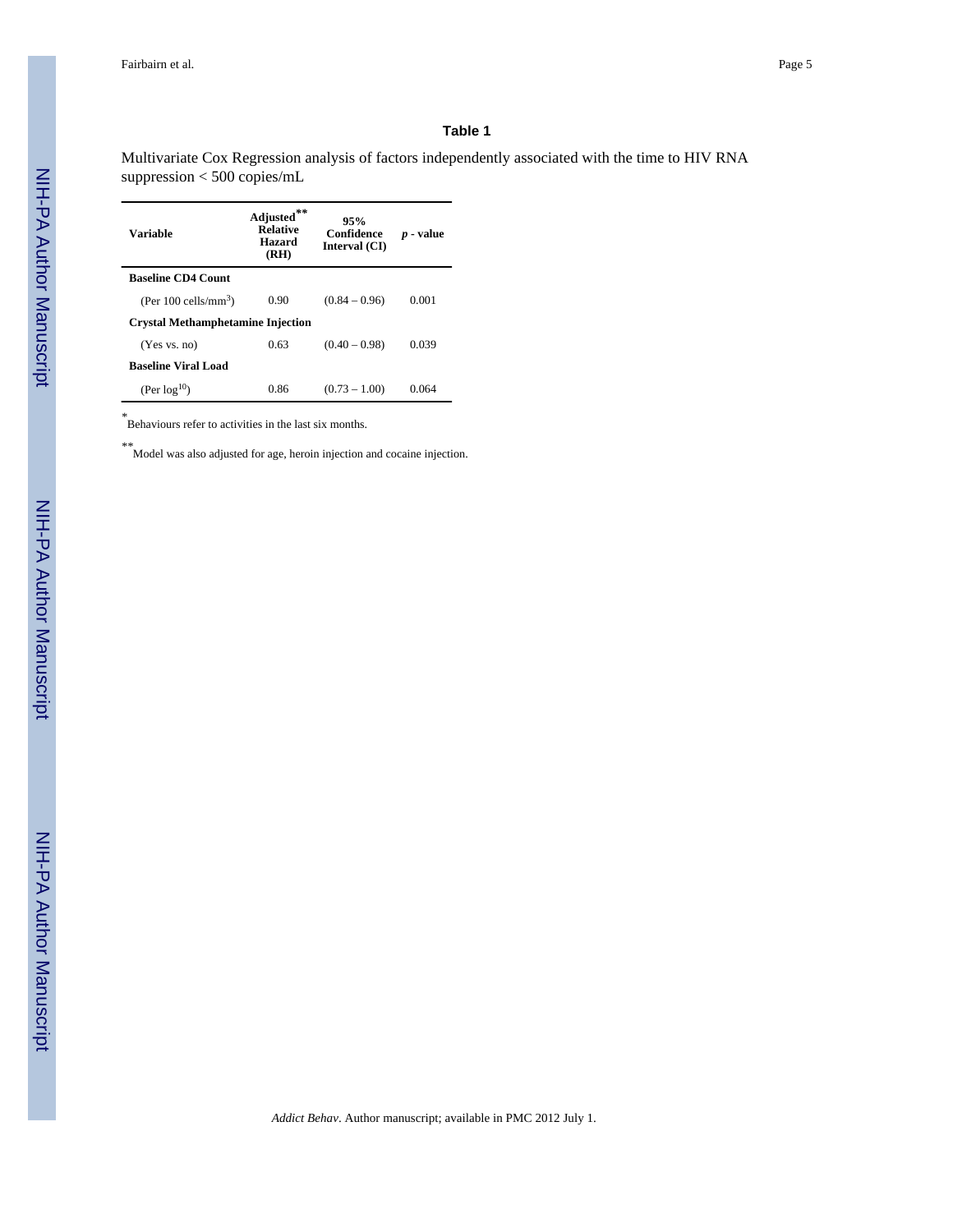## Table 1

Multivariate Cox Regression analysis of factors independently associated with the time to HIV RNA suppression < 500 copies/mL

| Variable | Adjusted** Relative Hazard (RH) | 95% Confidence Interval (CI) | *p* - value |
|---|---|---|---|
| **Baseline CD4 Count** | | | |
| (Per 100 cells/mm$^3$) | 0.90 | (0.84 – 0.96) | 0.001 |
| **Crystal Methamphetamine Injection** | | | |
| (Yes vs. no) | 0.63 | (0.40 – 0.98) | 0.039 |
| **Baseline Viral Load** | | | |
| (Per log$^{10}$) | 0.86 | (0.73 – 1.00) | 0.064 |

*Behaviours refer to activities in the last six months.

**Model was also adjusted for age, heroin injection and cocaine injection.